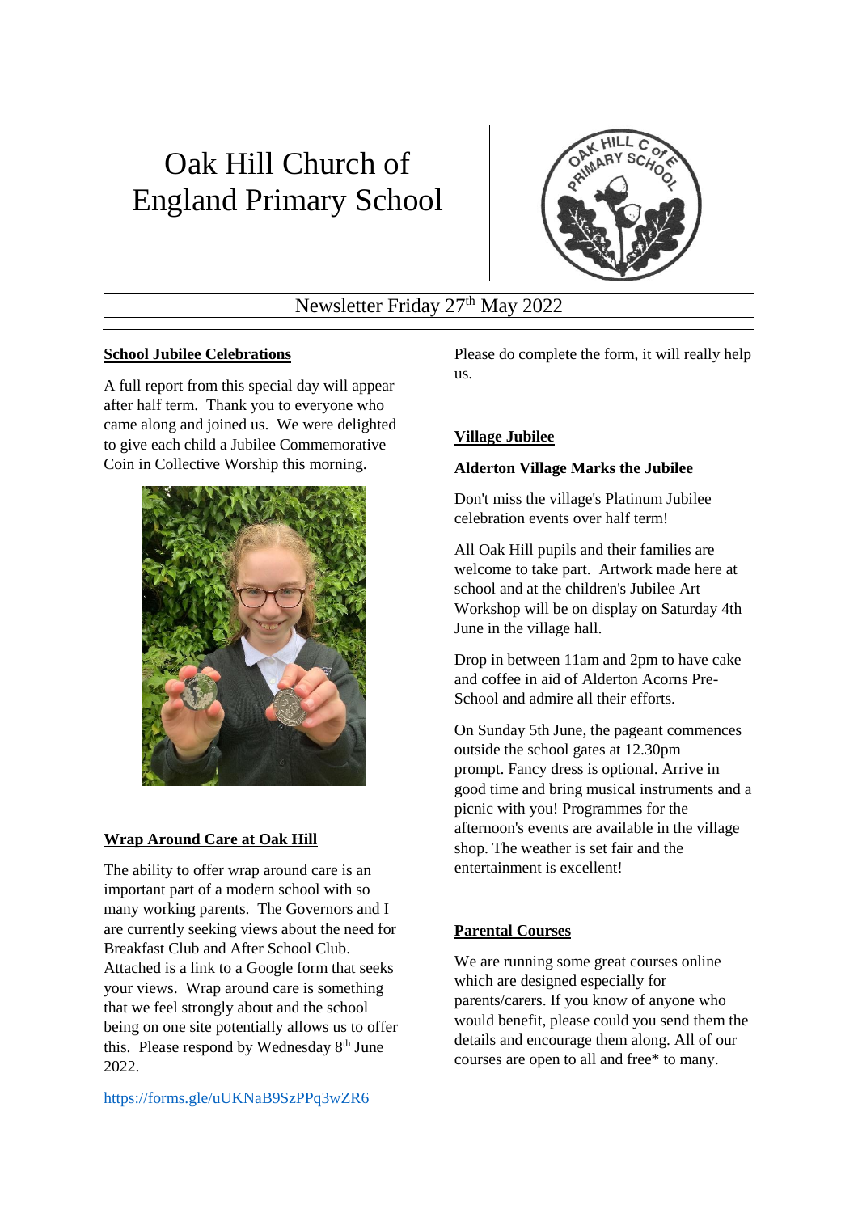# Oak Hill Church of England Primary School

Newsletter Friday 27th May 2022

## School Jubilee Celebrations

A full report from this special day will appear after half term. Thank you to everyone who came along and joined us. We were delighted to give each child a Jubilee Commemorative Coin in Collective Worship this morning.

## Wrap Around Care at Oak Hill

The ability to offer wrap around care is an important part of a modern school with so many working parents. The Governors and I are currently seeking views about the need for Breakfast Club and After School Club. Attached is a link to a Google form that seeks your views. Wrap around care is something that we feel strongly about and the school being on one site potentially allows us to offer this. Please respond by Wednesday 8th June 2022.

https://forms.gle/uUKNaB9SzPPq3wZR6

Please do complete the form, it will really help us.

## Village Jubilee

**Alderton Village Marks the Jubilee**

Don't miss the village's Platinum Jubilee celebration events over half term!

All Oak Hill pupils and their families are welcome to take part. Artwork made here at school and at the children's Jubilee Art Workshop will be on display on Saturday 4th June in the village hall.

Drop in between 11am and 2pm to have cake and coffee in aid of Alderton Acorns Pre-School and admire all their efforts.

On Sunday 5th June, the pageant commences outside the school gates at 12.30pm prompt. Fancy dress is optional. Arrive in good time and bring musical instruments and a picnic with you! Programmes for the afternoon's events are available in the village shop. The weather is set fair and the entertainment is excellent!

## Parental Courses

We are running some great courses online which are designed especially for parents/carers. If you know of anyone who would benefit, please could you send them the details and encourage them along. All of our courses are open to all and free* to many.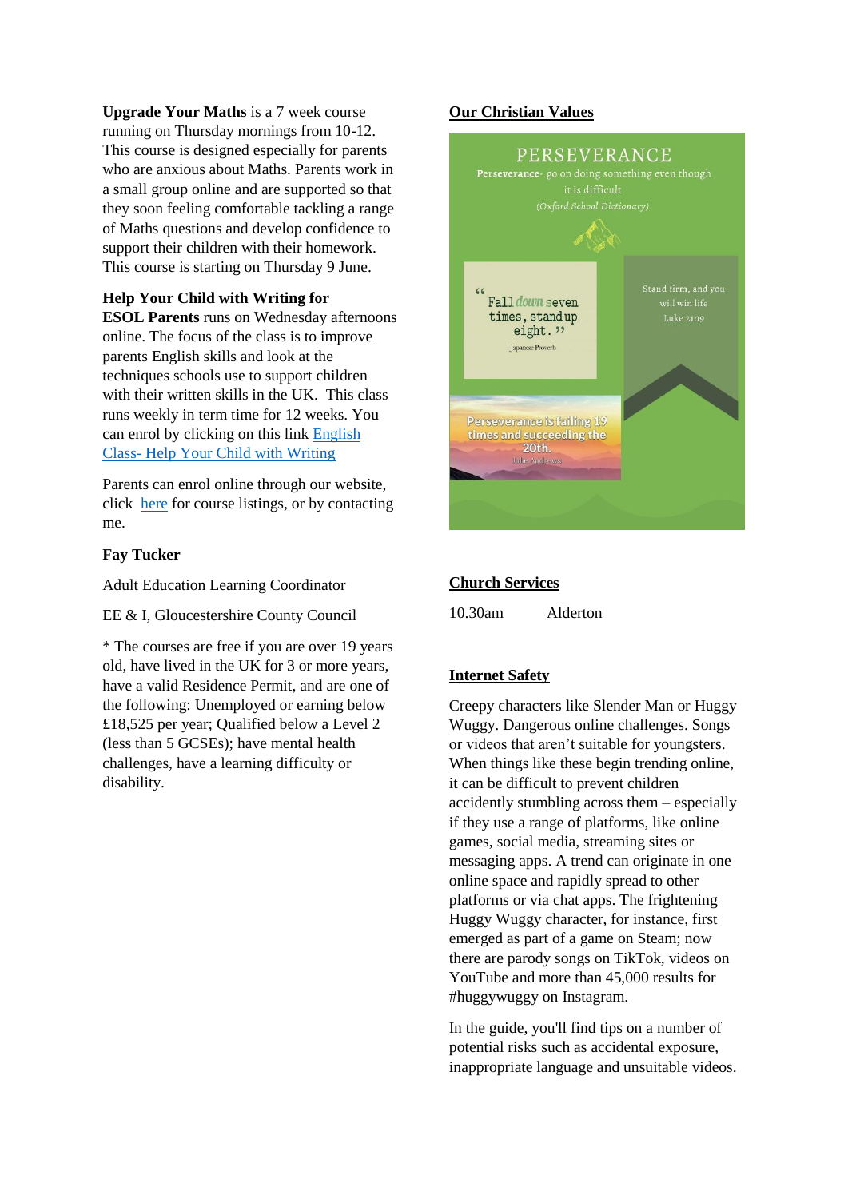**Upgrade Your Maths** is a 7 week course running on Thursday mornings from 10-12. This course is designed especially for parents who are anxious about Maths. Parents work in a small group online and are supported so that they soon feeling comfortable tackling a range of Maths questions and develop confidence to support their children with their homework. This course is starting on Thursday 9 June.

**Help Your Child with Writing for ESOL Parents** runs on Wednesday afternoons online. The focus of the class is to improve parents English skills and look at the techniques schools use to support children with their written skills in the UK. This class runs weekly in term time for 12 weeks. You can enrol by clicking on this link [English Class- Help Your Child with Writing]

Parents can enrol online through our website, click [here] for course listings, or by contacting me.

**Fay Tucker**

Adult Education Learning Coordinator

EE & I, Gloucestershire County Council

* The courses are free if you are over 19 years old, have lived in the UK for 3 or more years, have a valid Residence Permit, and are one of the following: Unemployed or earning below £18,525 per year; Qualified below a Level 2 (less than 5 GCSEs); have mental health challenges, have a learning difficulty or disability.

## Our Christian Values

PERSEVERANCE

**Perseverance**- go on doing something even though it is difficult

*(Oxford School Dictionary)*

"Fall down seven times, stand up eight." Japanese Proverb

Stand firm, and you will win life
Luke 21:19

Perseverance is failing 19 times and succeeding the 20th.
Julie Andrews

## Church Services

| 10.30am | Alderton |
|---|---|

## Internet Safety

Creepy characters like Slender Man or Huggy Wuggy. Dangerous online challenges. Songs or videos that aren't suitable for youngsters. When things like these begin trending online, it can be difficult to prevent children accidently stumbling across them – especially if they use a range of platforms, like online games, social media, streaming sites or messaging apps. A trend can originate in one online space and rapidly spread to other platforms or via chat apps. The frightening Huggy Wuggy character, for instance, first emerged as part of a game on Steam; now there are parody songs on TikTok, videos on YouTube and more than 45,000 results for #huggywuggy on Instagram.

In the guide, you'll find tips on a number of potential risks such as accidental exposure, inappropriate language and unsuitable videos.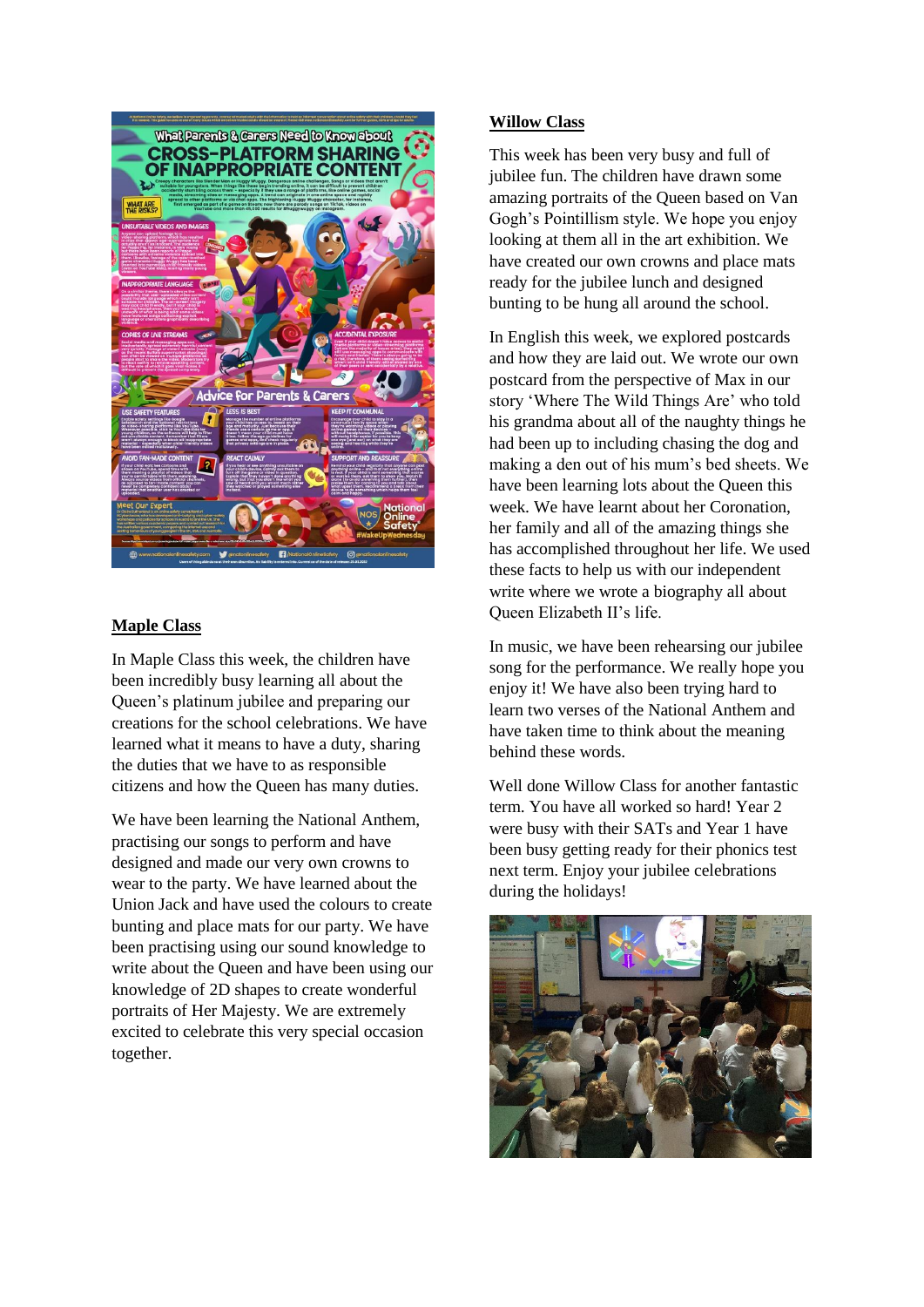## Maple Class

In Maple Class this week, the children have been incredibly busy learning all about the Queen's platinum jubilee and preparing our creations for the school celebrations. We have learned what it means to have a duty, sharing the duties that we have to as responsible citizens and how the Queen has many duties.

We have been learning the National Anthem, practising our songs to perform and have designed and made our very own crowns to wear to the party. We have learned about the Union Jack and have used the colours to create bunting and place mats for our party. We have been practising using our sound knowledge to write about the Queen and have been using our knowledge of 2D shapes to create wonderful portraits of Her Majesty. We are extremely excited to celebrate this very special occasion together.

## Willow Class

This week has been very busy and full of jubilee fun. The children have drawn some amazing portraits of the Queen based on Van Gogh's Pointillism style. We hope you enjoy looking at them all in the art exhibition. We have created our own crowns and place mats ready for the jubilee lunch and designed bunting to be hung all around the school.

In English this week, we explored postcards and how they are laid out. We wrote our own postcard from the perspective of Max in our story 'Where The Wild Things Are' who told his grandma about all of the naughty things he had been up to including chasing the dog and making a den out of his mum's bed sheets. We have been learning lots about the Queen this week. We have learnt about her Coronation, her family and all of the amazing things she has accomplished throughout her life. We used these facts to help us with our independent write where we wrote a biography all about Queen Elizabeth II's life.

In music, we have been rehearsing our jubilee song for the performance. We really hope you enjoy it! We have also been trying hard to learn two verses of the National Anthem and have taken time to think about the meaning behind these words.

Well done Willow Class for another fantastic term. You have all worked so hard! Year 2 were busy with their SATs and Year 1 have been busy getting ready for their phonics test next term. Enjoy your jubilee celebrations during the holidays!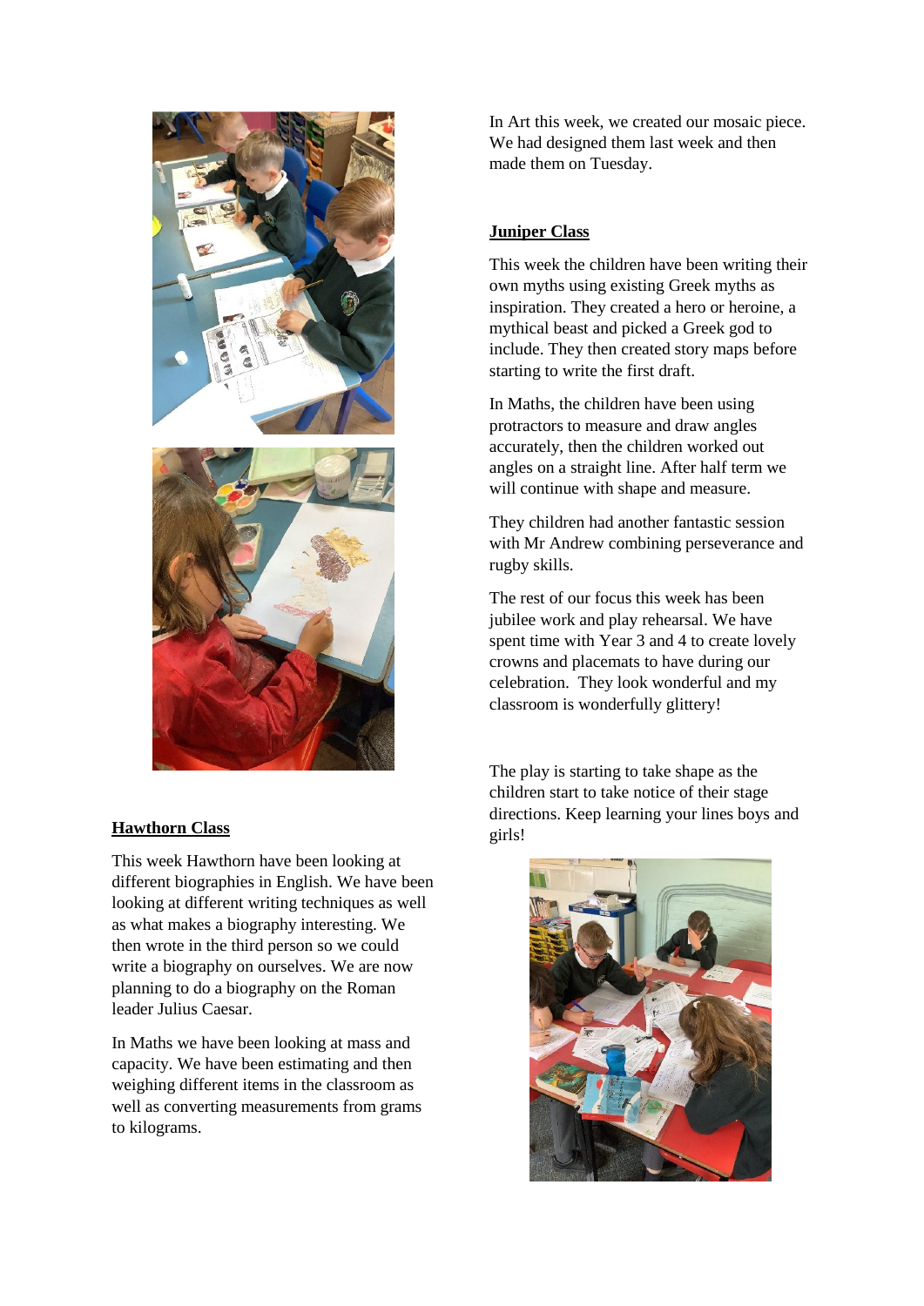## Hawthorn Class

This week Hawthorn have been looking at different biographies in English. We have been looking at different writing techniques as well as what makes a biography interesting. We then wrote in the third person so we could write a biography on ourselves. We are now planning to do a biography on the Roman leader Julius Caesar.

In Maths we have been looking at mass and capacity. We have been estimating and then weighing different items in the classroom as well as converting measurements from grams to kilograms.

In Art this week, we created our mosaic piece. We had designed them last week and then made them on Tuesday.

## Juniper Class

This week the children have been writing their own myths using existing Greek myths as inspiration. They created a hero or heroine, a mythical beast and picked a Greek god to include. They then created story maps before starting to write the first draft.

In Maths, the children have been using protractors to measure and draw angles accurately, then the children worked out angles on a straight line. After half term we will continue with shape and measure.

They children had another fantastic session with Mr Andrew combining perseverance and rugby skills.

The rest of our focus this week has been jubilee work and play rehearsal. We have spent time with Year 3 and 4 to create lovely crowns and placemats to have during our celebration. They look wonderful and my classroom is wonderfully glittery!

The play is starting to take shape as the children start to take notice of their stage directions. Keep learning your lines boys and girls!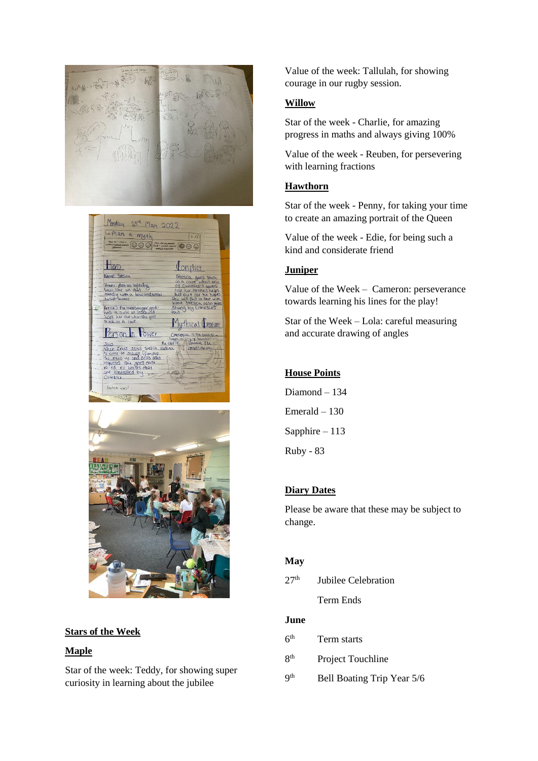## Stars of the Week

### Maple

Star of the week: Teddy, for showing super curiosity in learning about the jubilee

Value of the week: Tallulah, for showing courage in our rugby session.

### Willow

Star of the week - Charlie, for amazing progress in maths and always giving 100%

Value of the week - Reuben, for persevering with learning fractions

### Hawthorn

Star of the week - Penny, for taking your time to create an amazing portrait of the Queen

Value of the week - Edie, for being such a kind and considerate friend

### Juniper

Value of the Week – Cameron: perseverance towards learning his lines for the play!

Star of the Week – Lola: careful measuring and accurate drawing of angles

## House Points

Diamond – 134

Emerald – 130

Sapphire – 113

Ruby - 83

## Diary Dates

Please be aware that these may be subject to change.

**May**

| | |
|---|---|
| 27th | Jubilee Celebration |
| | Term Ends |

**June**

| | |
|---|---|
| 6th | Term starts |
| 8th | Project Touchline |
| 9th | Bell Boating Trip Year 5/6 |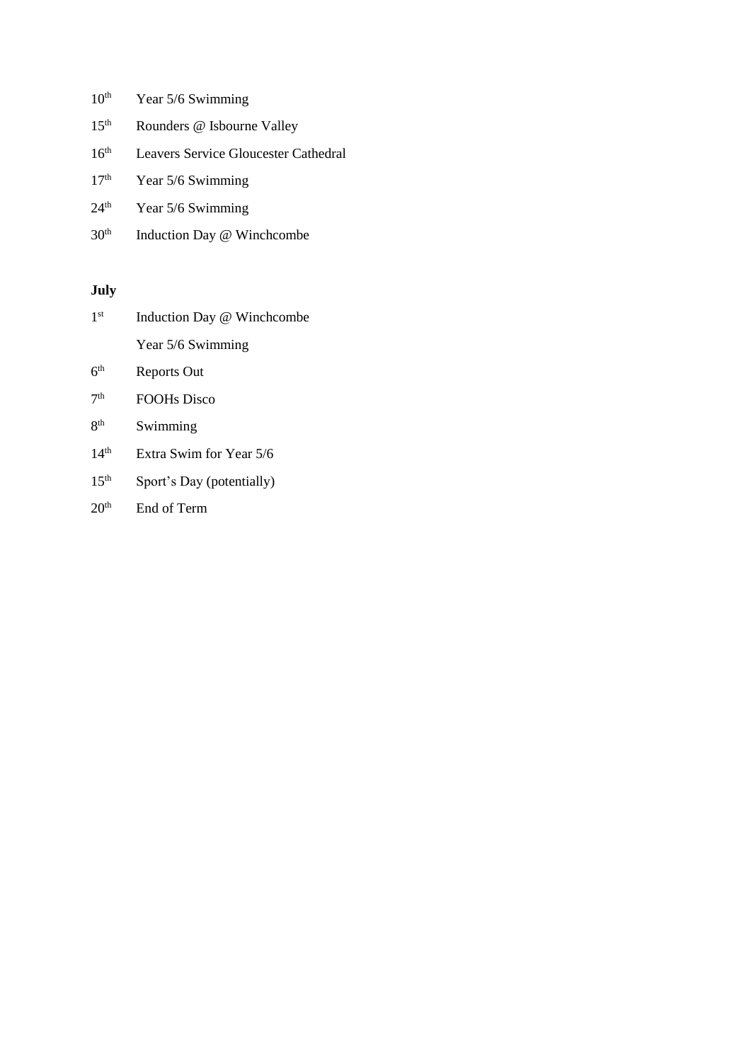10th Year 5/6 Swimming

15th Rounders @ Isbourne Valley

16th Leavers Service Gloucester Cathedral

17th Year 5/6 Swimming

24th Year 5/6 Swimming

30th Induction Day @ Winchcombe

**July**

1st Induction Day @ Winchcombe

Year 5/6 Swimming

6th Reports Out

7th FOOHs Disco

8th Swimming

14th Extra Swim for Year 5/6

15th Sport's Day (potentially)

20th End of Term